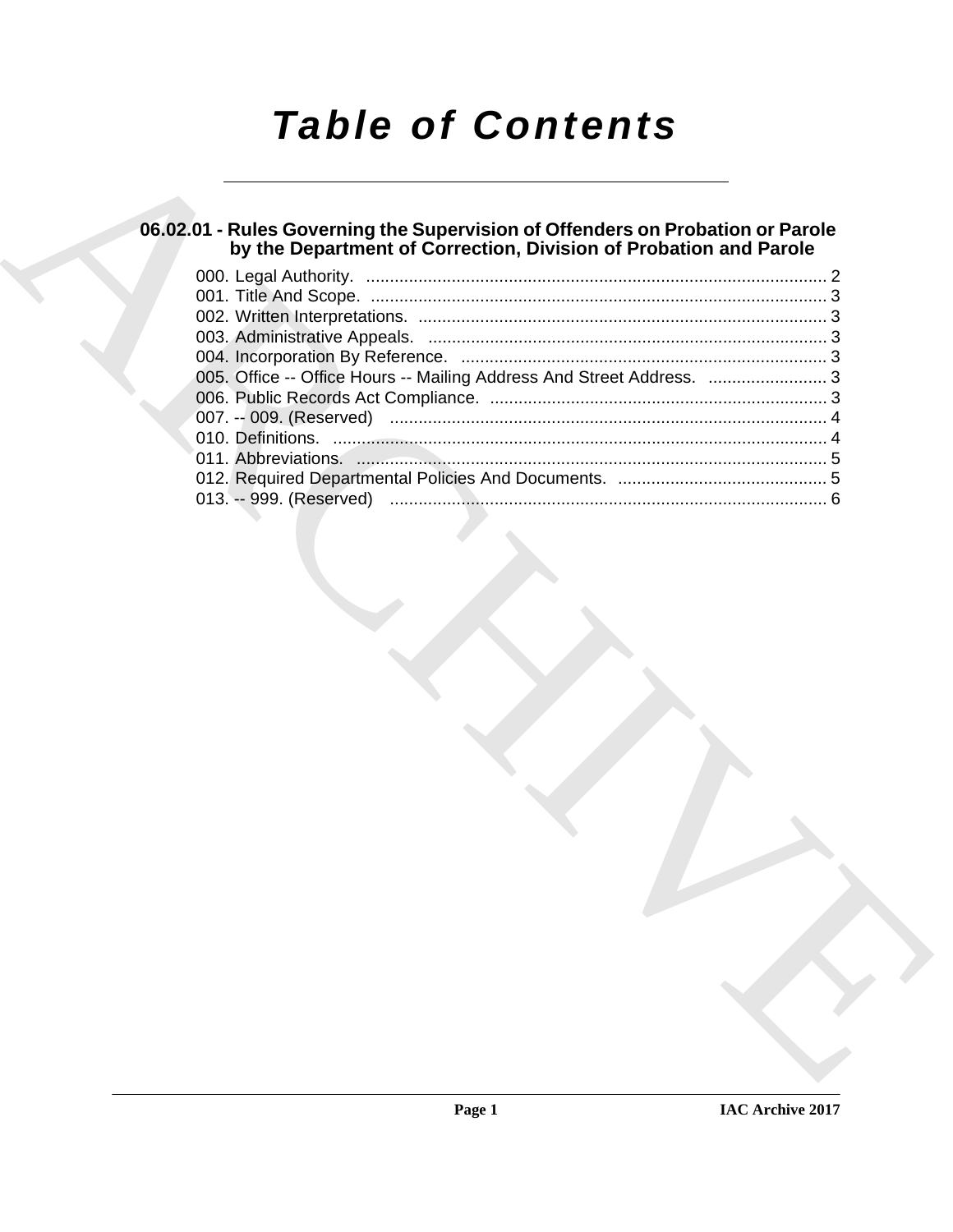# Table of Contents

## 06.02.01 - Rules Governing the Supervision of Offenders on Probation or Parole by the Department of Correction, Division of Probation and Parole

000. Legal Authority. .................................................................................................. 2
001. Title And Scope. .................................................................................................. 3
002. Written Interpretations. ....................................................................................... 3
003. Administrative Appeals. ...................................................................................... 3
004. Incorporation By Reference. ............................................................................... 3
005. Office -- Office Hours -- Mailing Address And Street Address. ......................... 3
006. Public Records Act Compliance. ........................................................................ 3
007. -- 009. (Reserved) ............................................................................................... 4
010. Definitions. .......................................................................................................... 4
011. Abbreviations. ..................................................................................................... 5
012. Required Departmental Policies And Documents. ............................................. 5
013. -- 999. (Reserved) ............................................................................................... 6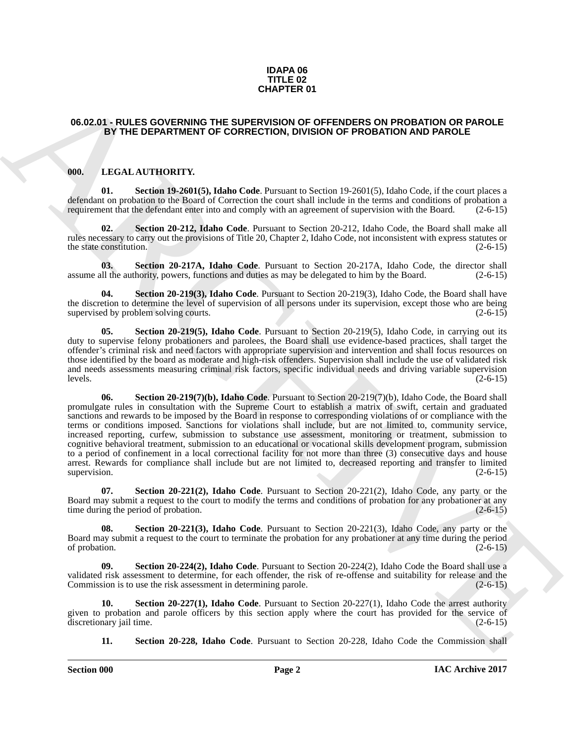**IDAPA 06**
**TITLE 02**
**CHAPTER 01**

## 06.02.01 - RULES GOVERNING THE SUPERVISION OF OFFENDERS ON PROBATION OR PAROLE BY THE DEPARTMENT OF CORRECTION, DIVISION OF PROBATION AND PAROLE

### 000. LEGAL AUTHORITY.

**01. Section 19-2601(5), Idaho Code**. Pursuant to Section 19-2601(5), Idaho Code, if the court places a defendant on probation to the Board of Correction the court shall include in the terms and conditions of probation a requirement that the defendant enter into and comply with an agreement of supervision with the Board. (2-6-15)

**02. Section 20-212, Idaho Code**. Pursuant to Section 20-212, Idaho Code, the Board shall make all rules necessary to carry out the provisions of Title 20, Chapter 2, Idaho Code, not inconsistent with express statutes or the state constitution. (2-6-15)

**03. Section 20-217A, Idaho Code**. Pursuant to Section 20-217A, Idaho Code, the director shall assume all the authority, powers, functions and duties as may be delegated to him by the Board. (2-6-15)

**04. Section 20-219(3), Idaho Code**. Pursuant to Section 20-219(3), Idaho Code, the Board shall have the discretion to determine the level of supervision of all persons under its supervision, except those who are being supervised by problem solving courts. (2-6-15)

**05. Section 20-219(5), Idaho Code**. Pursuant to Section 20-219(5), Idaho Code, in carrying out its duty to supervise felony probationers and parolees, the Board shall use evidence-based practices, shall target the offender's criminal risk and need factors with appropriate supervision and intervention and shall focus resources on those identified by the board as moderate and high-risk offenders. Supervision shall include the use of validated risk and needs assessments measuring criminal risk factors, specific individual needs and driving variable supervision levels. (2-6-15)

**06. Section 20-219(7)(b), Idaho Code**. Pursuant to Section 20-219(7)(b), Idaho Code, the Board shall promulgate rules in consultation with the Supreme Court to establish a matrix of swift, certain and graduated sanctions and rewards to be imposed by the Board in response to corresponding violations of or compliance with the terms or conditions imposed. Sanctions for violations shall include, but are not limited to, community service, increased reporting, curfew, submission to substance use assessment, monitoring or treatment, submission to cognitive behavioral treatment, submission to an educational or vocational skills development program, submission to a period of confinement in a local correctional facility for not more than three (3) consecutive days and house arrest. Rewards for compliance shall include but are not limited to, decreased reporting and transfer to limited supervision. (2-6-15)

**07. Section 20-221(2), Idaho Code**. Pursuant to Section 20-221(2), Idaho Code, any party or the Board may submit a request to the court to modify the terms and conditions of probation for any probationer at any time during the period of probation. (2-6-15)

**08. Section 20-221(3), Idaho Code**. Pursuant to Section 20-221(3), Idaho Code, any party or the Board may submit a request to the court to terminate the probation for any probationer at any time during the period of probation. (2-6-15)

**09. Section 20-224(2), Idaho Code**. Pursuant to Section 20-224(2), Idaho Code the Board shall use a validated risk assessment to determine, for each offender, the risk of re-offense and suitability for release and the Commission is to use the risk assessment in determining parole. (2-6-15)

**10. Section 20-227(1), Idaho Code**. Pursuant to Section 20-227(1), Idaho Code the arrest authority given to probation and parole officers by this section apply where the court has provided for the service of discretionary jail time. (2-6-15)

**11. Section 20-228, Idaho Code**. Pursuant to Section 20-228, Idaho Code the Commission shall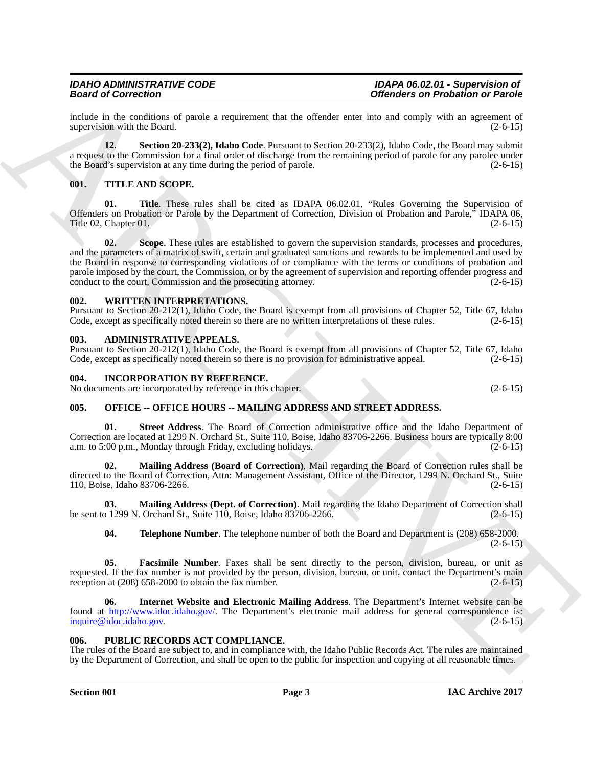include in the conditions of parole a requirement that the offender enter into and comply with an agreement of supervision with the Board. (2-6-15)

**12. Section 20-233(2), Idaho Code**. Pursuant to Section 20-233(2), Idaho Code, the Board may submit a request to the Commission for a final order of discharge from the remaining period of parole for any parolee under the Board's supervision at any time during the period of parole. (2-6-15)

### 001. TITLE AND SCOPE.

**01. Title**. These rules shall be cited as IDAPA 06.02.01, "Rules Governing the Supervision of Offenders on Probation or Parole by the Department of Correction, Division of Probation and Parole," IDAPA 06, Title 02, Chapter 01. (2-6-15)

**02. Scope**. These rules are established to govern the supervision standards, processes and procedures, and the parameters of a matrix of swift, certain and graduated sanctions and rewards to be implemented and used by the Board in response to corresponding violations of or compliance with the terms or conditions of probation and parole imposed by the court, the Commission, or by the agreement of supervision and reporting offender progress and conduct to the court, Commission and the prosecuting attorney. (2-6-15)

### 002. WRITTEN INTERPRETATIONS.

Pursuant to Section 20-212(1), Idaho Code, the Board is exempt from all provisions of Chapter 52, Title 67, Idaho Code, except as specifically noted therein so there are no written interpretations of these rules. (2-6-15)

### 003. ADMINISTRATIVE APPEALS.

Pursuant to Section 20-212(1), Idaho Code, the Board is exempt from all provisions of Chapter 52, Title 67, Idaho Code, except as specifically noted therein so there is no provision for administrative appeal. (2-6-15)

### 004. INCORPORATION BY REFERENCE.

No documents are incorporated by reference in this chapter. (2-6-15)

### 005. OFFICE -- OFFICE HOURS -- MAILING ADDRESS AND STREET ADDRESS.

**01. Street Address**. The Board of Correction administrative office and the Idaho Department of Correction are located at 1299 N. Orchard St., Suite 110, Boise, Idaho 83706-2266. Business hours are typically 8:00 a.m. to 5:00 p.m., Monday through Friday, excluding holidays. (2-6-15)

**02. Mailing Address (Board of Correction)**. Mail regarding the Board of Correction rules shall be directed to the Board of Correction, Attn: Management Assistant, Office of the Director, 1299 N. Orchard St., Suite 110, Boise, Idaho 83706-2266. (2-6-15)

**03. Mailing Address (Dept. of Correction)**. Mail regarding the Idaho Department of Correction shall be sent to 1299 N. Orchard St., Suite 110, Boise, Idaho 83706-2266. (2-6-15)

**04. Telephone Number**. The telephone number of both the Board and Department is (208) 658-2000. (2-6-15)

**05. Facsimile Number**. Faxes shall be sent directly to the person, division, bureau, or unit as requested. If the fax number is not provided by the person, division, bureau, or unit, contact the Department's main reception at (208) 658-2000 to obtain the fax number. (2-6-15)

**06. Internet Website and Electronic Mailing Address**. The Department's Internet website can be found at http://www.idoc.idaho.gov/. The Department's electronic mail address for general correspondence is: inquire@idoc.idaho.gov. (2-6-15)

### 006. PUBLIC RECORDS ACT COMPLIANCE.

The rules of the Board are subject to, and in compliance with, the Idaho Public Records Act. The rules are maintained by the Department of Correction, and shall be open to the public for inspection and copying at all reasonable times.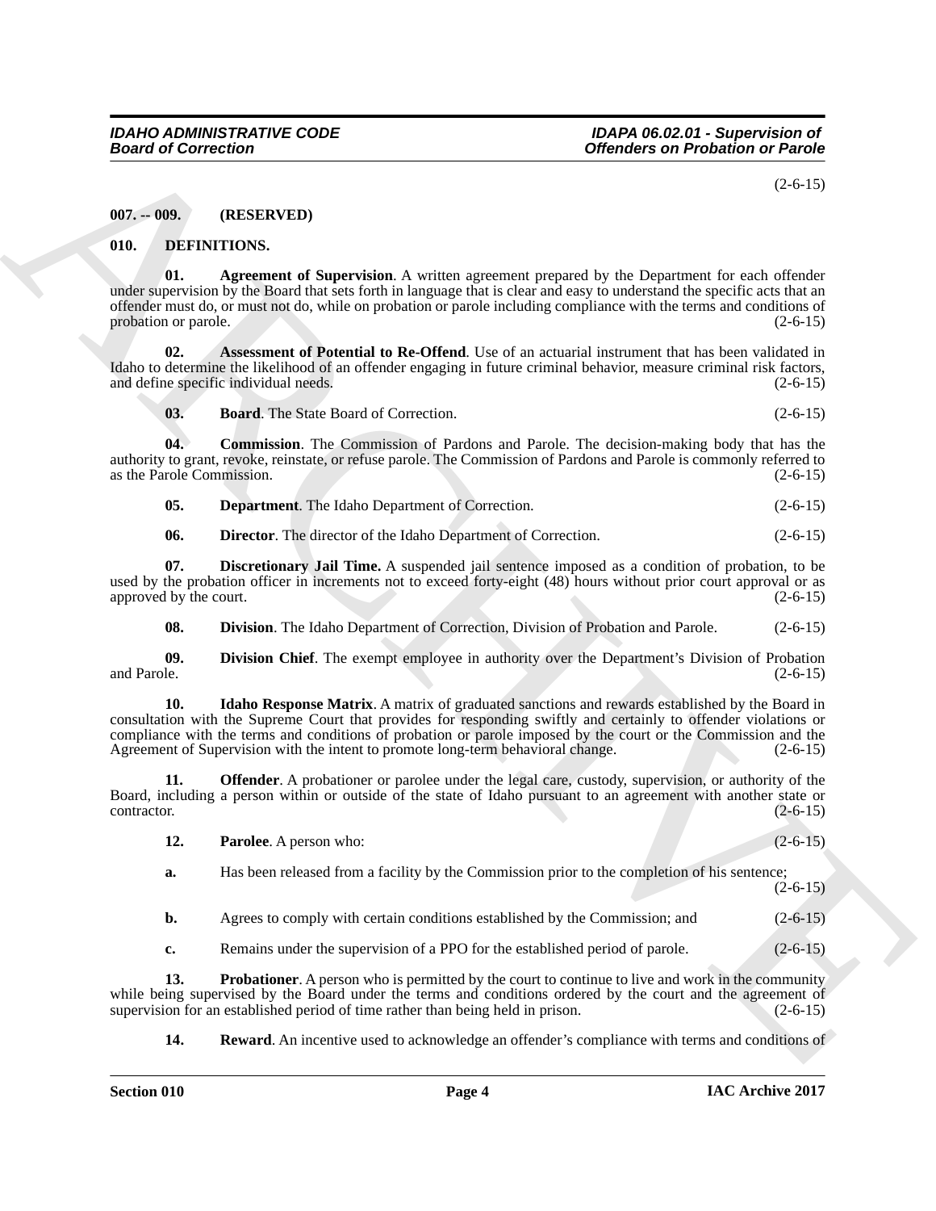(2-6-15)

### 007. -- 009. (RESERVED)

### 010. DEFINITIONS.

**01. Agreement of Supervision**. A written agreement prepared by the Department for each offender under supervision by the Board that sets forth in language that is clear and easy to understand the specific acts that an offender must do, or must not do, while on probation or parole including compliance with the terms and conditions of probation or parole. (2-6-15)

**02. Assessment of Potential to Re-Offend**. Use of an actuarial instrument that has been validated in Idaho to determine the likelihood of an offender engaging in future criminal behavior, measure criminal risk factors, and define specific individual needs. (2-6-15)

**03. Board**. The State Board of Correction. (2-6-15)

**04. Commission**. The Commission of Pardons and Parole. The decision-making body that has the authority to grant, revoke, reinstate, or refuse parole. The Commission of Pardons and Parole is commonly referred to as the Parole Commission. (2-6-15)

**05. Department**. The Idaho Department of Correction. (2-6-15)

**06. Director**. The director of the Idaho Department of Correction. (2-6-15)

**07. Discretionary Jail Time.** A suspended jail sentence imposed as a condition of probation, to be used by the probation officer in increments not to exceed forty-eight (48) hours without prior court approval or as approved by the court. (2-6-15)

**08. Division**. The Idaho Department of Correction, Division of Probation and Parole. (2-6-15)

**09. Division Chief**. The exempt employee in authority over the Department's Division of Probation and Parole. (2-6-15)

**10. Idaho Response Matrix**. A matrix of graduated sanctions and rewards established by the Board in consultation with the Supreme Court that provides for responding swiftly and certainly to offender violations or compliance with the terms and conditions of probation or parole imposed by the court or the Commission and the Agreement of Supervision with the intent to promote long-term behavioral change. (2-6-15)

**11. Offender**. A probationer or parolee under the legal care, custody, supervision, or authority of the Board, including a person within or outside of the state of Idaho pursuant to an agreement with another state or contractor. (2-6-15)

**12. Parolee**. A person who: (2-6-15)

**a.** Has been released from a facility by the Commission prior to the completion of his sentence; (2-6-15)

**b.** Agrees to comply with certain conditions established by the Commission; and (2-6-15)

**c.** Remains under the supervision of a PPO for the established period of parole. (2-6-15)

**13. Probationer**. A person who is permitted by the court to continue to live and work in the community while being supervised by the Board under the terms and conditions ordered by the court and the agreement of supervision for an established period of time rather than being held in prison. (2-6-15)

**14. Reward**. An incentive used to acknowledge an offender's compliance with terms and conditions of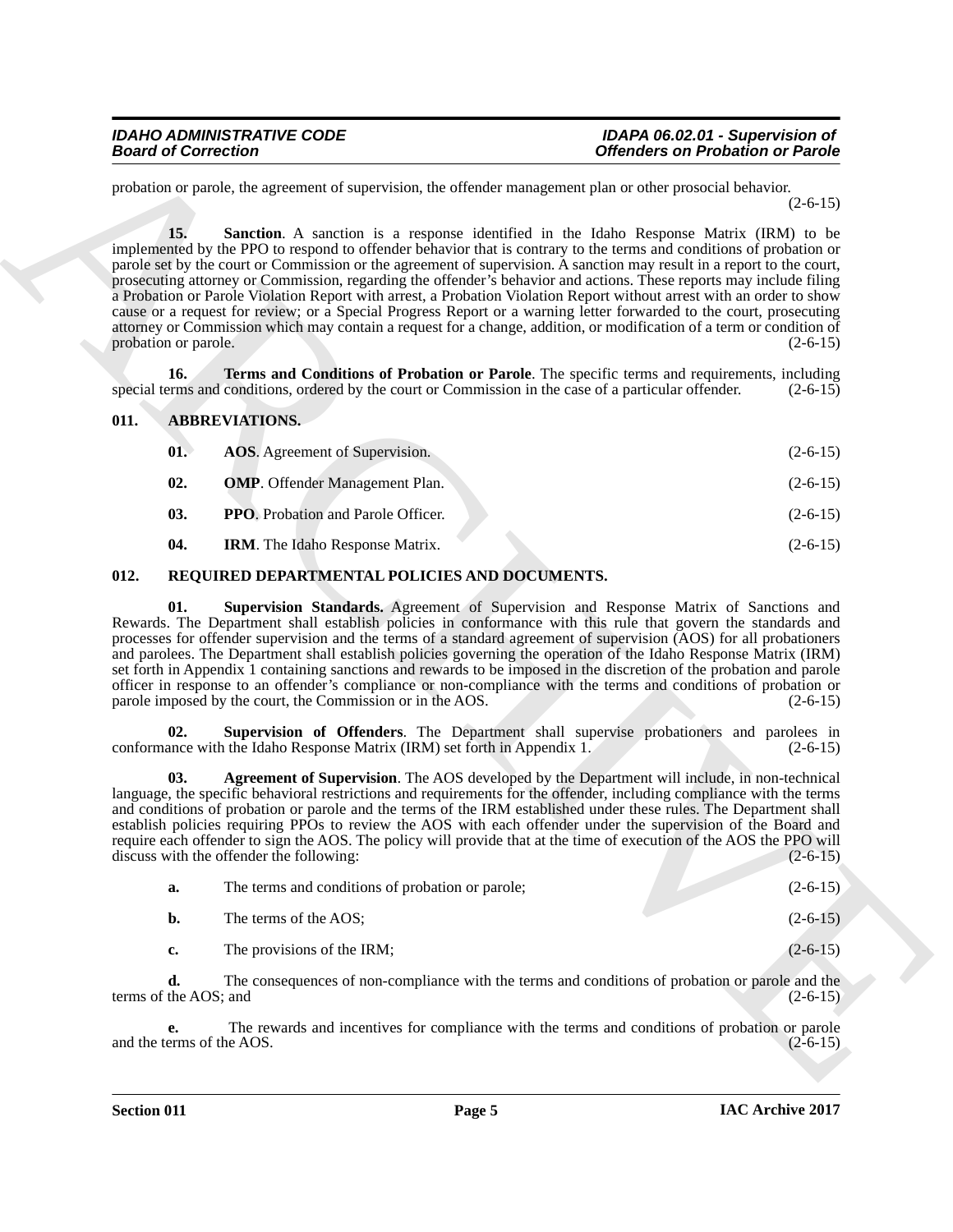probation or parole, the agreement of supervision, the offender management plan or other prosocial behavior. (2-6-15)

**15. Sanction**. A sanction is a response identified in the Idaho Response Matrix (IRM) to be implemented by the PPO to respond to offender behavior that is contrary to the terms and conditions of probation or parole set by the court or Commission or the agreement of supervision. A sanction may result in a report to the court, prosecuting attorney or Commission, regarding the offender's behavior and actions. These reports may include filing a Probation or Parole Violation Report with arrest, a Probation Violation Report without arrest with an order to show cause or a request for review; or a Special Progress Report or a warning letter forwarded to the court, prosecuting attorney or Commission which may contain a request for a change, addition, or modification of a term or condition of probation or parole. (2-6-15)

**16. Terms and Conditions of Probation or Parole**. The specific terms and requirements, including special terms and conditions, ordered by the court or Commission in the case of a particular offender. (2-6-15)

## 011. ABBREVIATIONS.

**01. AOS**. Agreement of Supervision. (2-6-15)

**02. OMP**. Offender Management Plan. (2-6-15)

**03. PPO**. Probation and Parole Officer. (2-6-15)

**04. IRM**. The Idaho Response Matrix. (2-6-15)

## 012. REQUIRED DEPARTMENTAL POLICIES AND DOCUMENTS.

**01. Supervision Standards.** Agreement of Supervision and Response Matrix of Sanctions and Rewards. The Department shall establish policies in conformance with this rule that govern the standards and processes for offender supervision and the terms of a standard agreement of supervision (AOS) for all probationers and parolees. The Department shall establish policies governing the operation of the Idaho Response Matrix (IRM) set forth in Appendix 1 containing sanctions and rewards to be imposed in the discretion of the probation and parole officer in response to an offender's compliance or non-compliance with the terms and conditions of probation or parole imposed by the court, the Commission or in the AOS. (2-6-15)

**02. Supervision of Offenders**. The Department shall supervise probationers and parolees in conformance with the Idaho Response Matrix (IRM) set forth in Appendix 1. (2-6-15)

**03. Agreement of Supervision**. The AOS developed by the Department will include, in non-technical language, the specific behavioral restrictions and requirements for the offender, including compliance with the terms and conditions of probation or parole and the terms of the IRM established under these rules. The Department shall establish policies requiring PPOs to review the AOS with each offender under the supervision of the Board and require each offender to sign the AOS. The policy will provide that at the time of execution of the AOS the PPO will discuss with the offender the following: (2-6-15)

**a.** The terms and conditions of probation or parole; (2-6-15)

**b.** The terms of the AOS; (2-6-15)

**c.** The provisions of the IRM; (2-6-15)

**d.** The consequences of non-compliance with the terms and conditions of probation or parole and the terms of the AOS; and (2-6-15)

**e.** The rewards and incentives for compliance with the terms and conditions of probation or parole and the terms of the AOS. (2-6-15)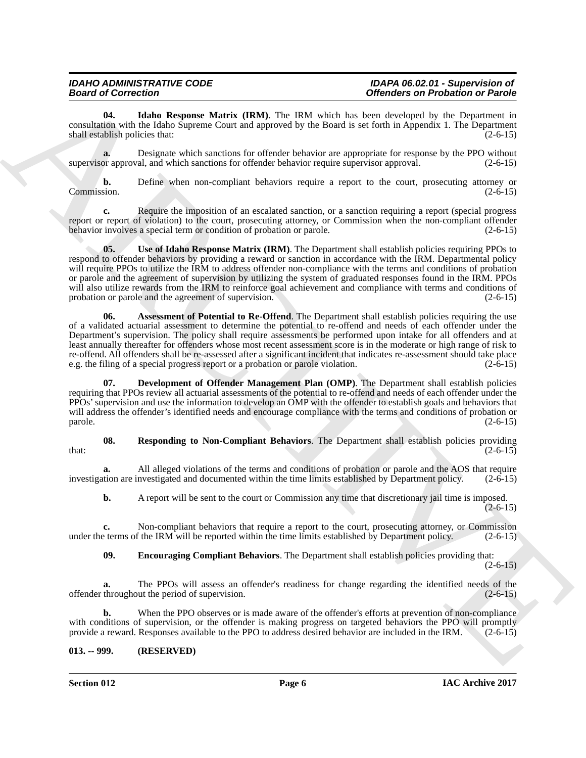**04. Idaho Response Matrix (IRM)**. The IRM which has been developed by the Department in consultation with the Idaho Supreme Court and approved by the Board is set forth in Appendix 1. The Department shall establish policies that: (2-6-15)

**a.** Designate which sanctions for offender behavior are appropriate for response by the PPO without supervisor approval, and which sanctions for offender behavior require supervisor approval. (2-6-15)

**b.** Define when non-compliant behaviors require a report to the court, prosecuting attorney or Commission. (2-6-15)

**c.** Require the imposition of an escalated sanction, or a sanction requiring a report (special progress report or report of violation) to the court, prosecuting attorney, or Commission when the non-compliant offender behavior involves a special term or condition of probation or parole. (2-6-15)

**05. Use of Idaho Response Matrix (IRM)**. The Department shall establish policies requiring PPOs to respond to offender behaviors by providing a reward or sanction in accordance with the IRM. Departmental policy will require PPOs to utilize the IRM to address offender non-compliance with the terms and conditions of probation or parole and the agreement of supervision by utilizing the system of graduated responses found in the IRM. PPOs will also utilize rewards from the IRM to reinforce goal achievement and compliance with terms and conditions of probation or parole and the agreement of supervision. (2-6-15)

**06. Assessment of Potential to Re-Offend**. The Department shall establish policies requiring the use of a validated actuarial assessment to determine the potential to re-offend and needs of each offender under the Department's supervision. The policy shall require assessments be performed upon intake for all offenders and at least annually thereafter for offenders whose most recent assessment score is in the moderate or high range of risk to re-offend. All offenders shall be re-assessed after a significant incident that indicates re-assessment should take place e.g. the filing of a special progress report or a probation or parole violation. (2-6-15)

**07. Development of Offender Management Plan (OMP)**. The Department shall establish policies requiring that PPOs review all actuarial assessments of the potential to re-offend and needs of each offender under the PPOs' supervision and use the information to develop an OMP with the offender to establish goals and behaviors that will address the offender's identified needs and encourage compliance with the terms and conditions of probation or parole. (2-6-15)

**08. Responding to Non-Compliant Behaviors**. The Department shall establish policies providing that: (2-6-15)

**a.** All alleged violations of the terms and conditions of probation or parole and the AOS that require investigation are investigated and documented within the time limits established by Department policy. (2-6-15)

**b.** A report will be sent to the court or Commission any time that discretionary jail time is imposed. (2-6-15)

**c.** Non-compliant behaviors that require a report to the court, prosecuting attorney, or Commission under the terms of the IRM will be reported within the time limits established by Department policy. (2-6-15)

**09. Encouraging Compliant Behaviors**. The Department shall establish policies providing that: (2-6-15)

**a.** The PPOs will assess an offender's readiness for change regarding the identified needs of the offender throughout the period of supervision. (2-6-15)

**b.** When the PPO observes or is made aware of the offender's efforts at prevention of non-compliance with conditions of supervision, or the offender is making progress on targeted behaviors the PPO will promptly provide a reward. Responses available to the PPO to address desired behavior are included in the IRM. (2-6-15)

### 013. -- 999. (RESERVED)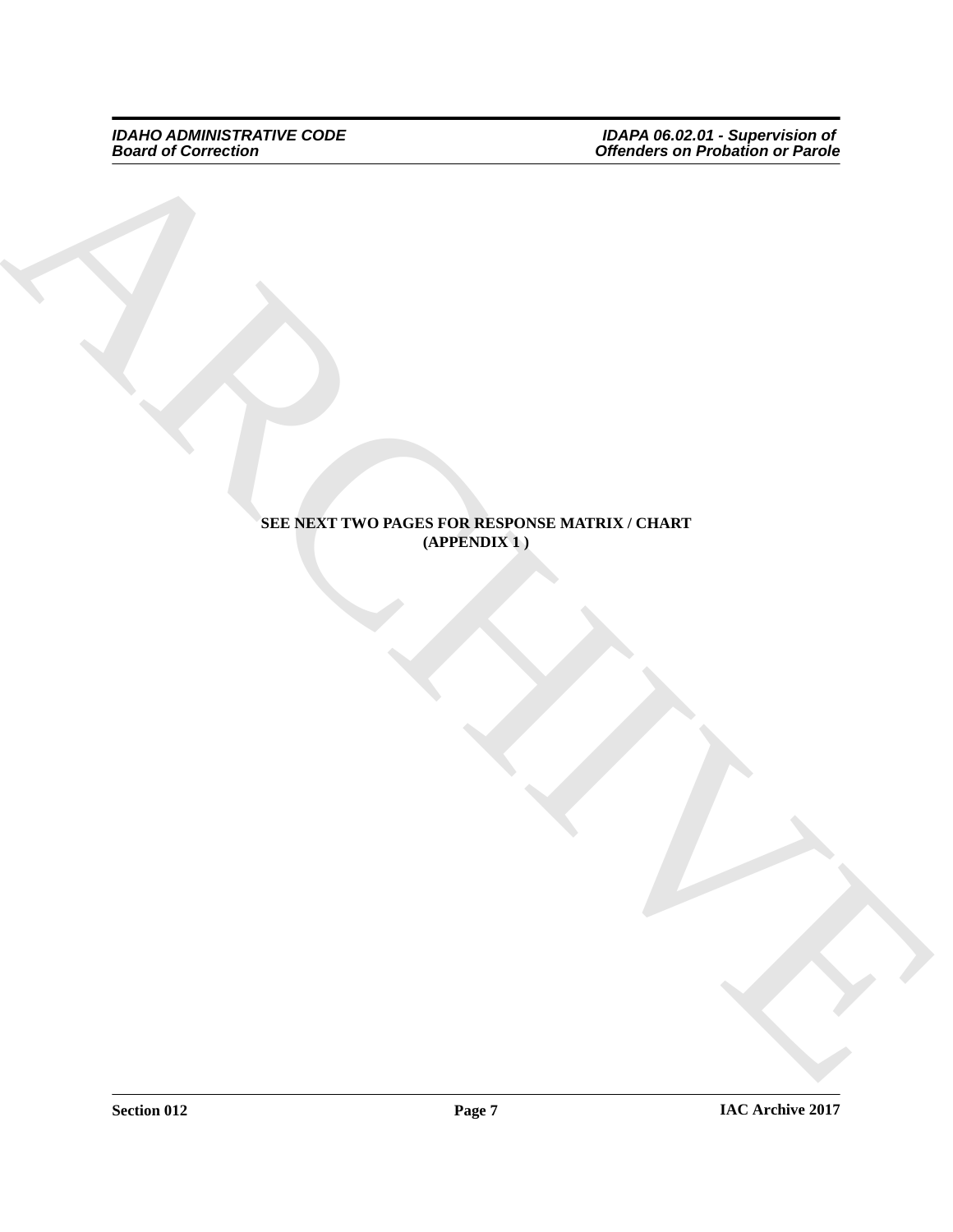**SEE NEXT TWO PAGES FOR RESPONSE MATRIX / CHART**
**(APPENDIX 1 )**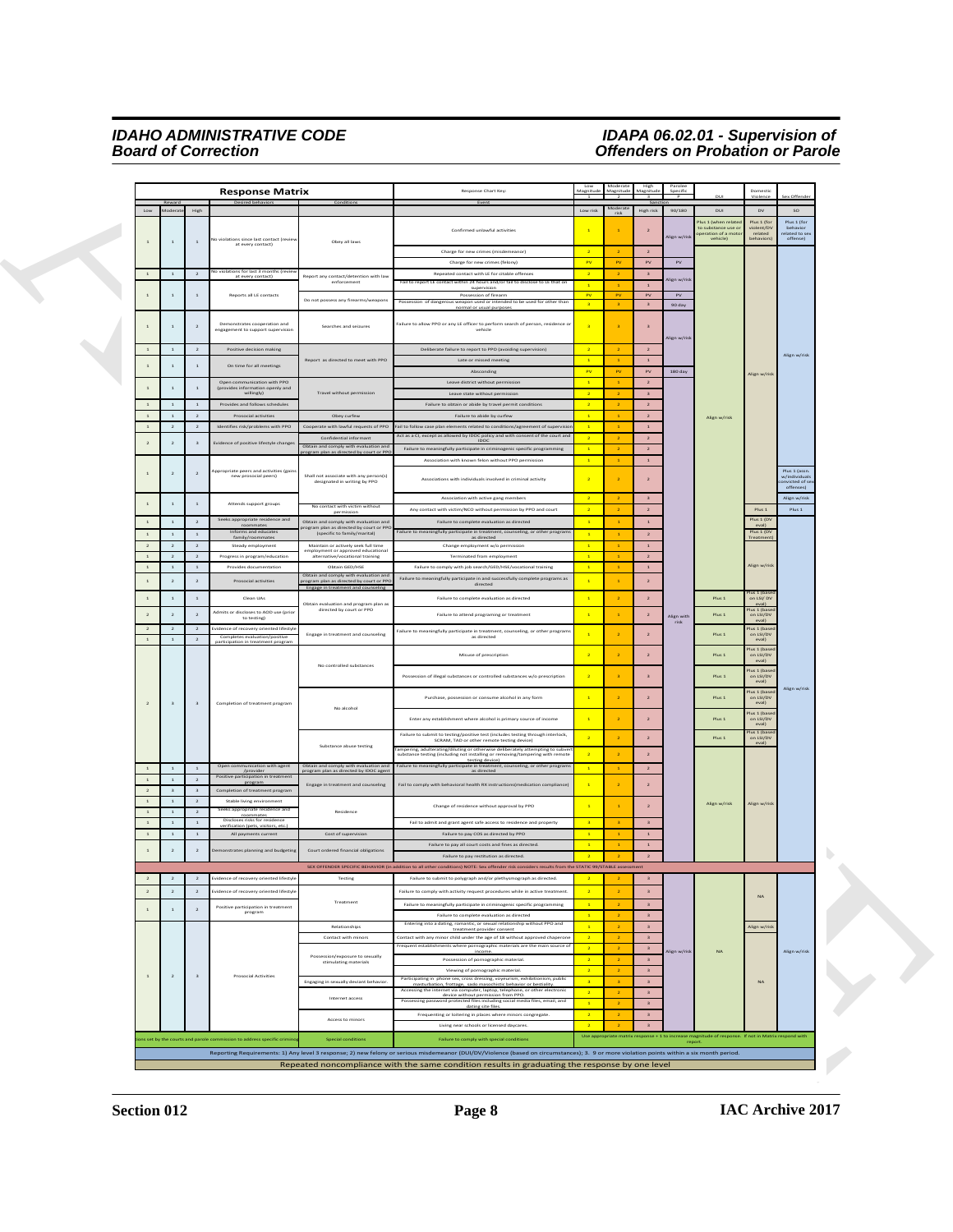## Response Matrix

Response Chart Key: Low Magnitude = 1; Moderate Magnitude = 2; High Magnitude = 3; Parolee Specific = P

| Reward Low | Reward Moderate | Reward High | Desired Behaviors | Conditions | Event | Low risk | Moderate risk | High risk | 90/180 | DUI | DV | SO |
|---|---|---|---|---|---|---|---|---|---|---|---|---|
| 1 | 1 | 1 | No violations since last contact (review at every contact) | Obey all laws | Confirmed unlawful activities | 1 | 1 | 2 | Align w/risk | Plus 1 (when related to substance use or operation of a motor vehicle) | Plus 1 (for violent/DV related behaviors) | Plus 1 (for behavior related to sex offense) |
| | | | | | Charge for new crimes (misdemeanor) | 2 | 2 | 2 | | | | |
| | | | | | Charge for new crimes (felony) | PV | PV | PV | PV | | | |
| 1 | 1 | 2 | No violations for last 3 months (review at every contact) | Report any contact/detention with law enforcement | Repeated contact with LE for citable offenses | 2 | 2 | 3 | Align w/risk | | | |
| | | | | | Fail to report LE contact within 24 hours and/or fail to disclose to LE that on supervision | 1 | 1 | 1 | | | | |
| 1 | 1 | 1 | Reports all LE contacts | Do not possess any firearms/weapons | Possession of firearm | PV | PV | PV | PV | | | |
| | | | | | Possession of dangerous weapon used or intended to be used for other than normal or usual purposes | 3 | 3 | 3 | 90 day | | | |
| 1 | 1 | 2 | Demonstrates cooperation and engagement to support supervision | Searches and seizures | Failure to allow PPO or any LE officer to perform search of person, residence or vehicle | 3 | 3 | 3 | Align w/risk | | | |
| 1 | 1 | 2 | Positive decision making | Report as directed to meet with PPO | Deliberate failure to report to PPO (avoiding supervision) | 2 | 2 | 2 | | | | Align w/risk |
| 1 | 1 | 1 | On time for all meetings | | Late or missed meeting | 1 | 1 | 1 | | | Align w/risk | |
| | | | | | Absconding | PV | PV | PV | 180 day | | | |
| 1 | 1 | 1 | Open communication with PPO (provides information openly and willingly) | Travel without permission | Leave district without permission | 1 | 1 | 2 | | | | |
| | | | | | Leave state without permission | 2 | 2 | 3 | | | | |
| 1 | 1 | 1 | Provides and follows schedules | | Failure to obtain or abide by travel permit conditions | 2 | 2 | 2 | | | | |
| 1 | 1 | 2 | Prosocial activities | Obey curfew | Failure to abide by curfew | 1 | 1 | 2 | | Align w/risk | | |
| 1 | 2 | 2 | Identifies risk/problems with PPO | Cooperate with lawful requests of PPO | Fail to follow case plan elements related to conditions/agreement of supervision | 1 | 1 | 1 | | | | |
| 2 | 2 | 3 | Evidence of positive lifestyle changes | Confidential informant | Act as a CI, except as allowed by IDOC policy and with consent of the court and IDOC | 2 | 2 | 2 | | | | |
| | | | | Obtain and comply with evaluation and program plan as directed by court or PPO | Failure to meaningfully participate in criminogenic specific programming | 1 | 2 | 2 | | | | |
| 1 | 2 | 2 | Appropriate peers and activities (gains new prosocial peers) | Shall not associate with any person(s) designated in writing by PPO | Association with known felon without PPO permission | 1 | 1 | 1 | | | | |
| | | | | | Associations with individuals involved in criminal activity | 2 | 2 | 2 | | | | Plus 1 (assn. w/individuals convicted of sex offenses) |
| 1 | 1 | 1 | Attends support groups | | Association with active gang members | 2 | 2 | 3 | | | | Align w/risk |
| | | | | No contact with victim without permission | Any contact with victim/NCO without permission by PPO and court | 2 | 2 | 2 | | | Plus 1 | Plus 1 |
| 1 | 1 | 2 | Seeks appropriate residence and roommates | Obtain and comply with evaluation and program plan as directed by court or PPO (specific to family/marital) | Failure to complete evaluation as directed | 1 | 1 | 1 | | | Plus 1 (DV eval) | |
| 1 | 1 | 1 | Informs and educates family/roommates | | Failure to meaningfully participate in treatment, counseling, or other programs as directed | 1 | 1 | 2 | | | Plus 1 (DV Treatment) | |
| 2 | 2 | 2 | Steady employment | Maintain or actively seek full time employment or approved educational alternative/vocational training | Change employment w/o permission | 1 | 1 | 1 | | | Align w/risk | |
| 1 | 2 | 2 | Progress in program/education | | Terminated from employment | 1 | 1 | 2 | | | | |
| 1 | 1 | 1 | Provides documentation | Obtain GED/HSE | Failure to comply with job search/GED/HSE/vocational training | 1 | 1 | 1 | | | | |
| 1 | 2 | 2 | Prosocial activities | Obtain and comply with evaluation and program plan as directed by court or PPO Engage in treatment and counseling | Failure to meaningfully participate in and successfully complete programs as directed | 1 | 1 | 2 | | | | |
| 1 | 1 | 1 | Clean UAs | Obtain evaluation and program plan as directed by court or PPO | Failure to complete evaluation as directed | 1 | 2 | 2 | Align with risk | Plus 1 | Plus 1 (based on LSI/DV eval) | Align w/risk |
| 2 | 2 | 2 | Admits or discloses to AOD use (prior to testing) | | Failure to attend programing or treatment | 1 | 1 | 2 | | Plus 1 | Plus 1 (based on LSI/DV eval) | |
| 2 | 2 | 2 | Evidence of recovery oriented lifestyle | Engage in treatment and counseling | Failure to meaningfully participate in treatment, counseling, or other programs as directed | 1 | 2 | 2 | | Plus 1 | Plus 1 (based on LSI/DV eval) | |
| 1 | 1 | 2 | Completes evaluation/positive participation in treatment program | | | | | | | | | |
| 2 | 3 | 3 | Completion of treatment program | No controlled substances | Misuse of prescription | 2 | 2 | 2 | | Plus 1 | Plus 1 (based on LSI/DV eval) | |
| | | | | | Possession of illegal substances or controlled substances w/o prescription | 2 | 3 | 3 | | Plus 1 | Plus 1 (based on LSI/DV eval) | |
| | | | | No alcohol | Purchase, possession or consume alcohol in any form | 1 | 2 | 2 | | Plus 1 | Plus 1 (based on LSI/DV eval) | |
| | | | | | Enter any establishment where alcohol is primary source of income | 1 | 2 | 2 | | Plus 1 | Plus 1 (based on LSI/DV eval) | |
| | | | | Substance abuse testing | Failure to submit to testing/positive test (includes testing through interlock, SCRAM, TAD or other remote testing device) | 2 | 2 | 2 | | Plus 1 | Plus 1 (based on LSI/DV eval) | |
| | | | | | Tampering, adulterating/diluting or otherwise deliberately attempting to subvert substance testing (including not installing or removing/tampering with remote testing device) | 2 | 2 | 2 | | | | |
| 1 | 1 | 1 | Open communication with agent /provider | Obtain and comply with evaluation and program plan as directed by IDOC agent | Failure to meaningfully participate in treatment, counseling, or other programs as directed | 1 | 1 | 2 | | | | |
| 1 | 1 | 2 | Positive participation in treatment program | Engage in treatment and counseling | Fail to comply with behavioral health RX instructions(medication compliance) | 1 | 2 | 2 | | | | |
| 2 | 3 | 3 | Completion of treatment program | | | | | | | | | |
| 1 | 1 | 2 | Stable living environment | Residence | Change of residence without approval by PPO | 1 | 1 | 2 | | Align w/risk | Align w/risk | |
| 1 | 1 | 2 | Seeks appropriate residence and roommates | | | | | | | | | |
| 1 | 1 | 1 | Discloses risks for residence verification (pets, visitors, etc.) | | Fail to admit and grant agent safe access to residence and property | 3 | 3 | 3 | | | | |
| 1 | 1 | 1 | All payments current | Cost of supervision | Failure to pay COS as directed by PPO | 1 | 1 | 1 | | | | |
| 1 | 2 | 2 | Demonstrates planning and budgeting | Court ordered financial obligations | Failure to pay all court costs and fines as directed. | 1 | 1 | 1 | | | | |
| | | | | | Failure to pay restitution as directed. | 2 | 2 | 2 | | | | |
| SEX OFFENDER SPECIFIC BEHAVIOR (in addition to all other conditions) NOTE: Sex offender risk considers results from the STATIC 99/STABLE assessment | | | | | | | | | | | | |
| 2 | 2 | 2 | Evidence of recovery oriented lifestyle | Testing | Failure to submit to polygraph and/or plethysmograph as directed. | 2 | 2 | 3 | Align w/risk | NA | NA | Align w/risk |
| 2 | 2 | 2 | Evidence of recovery oriented lifestyle | Treatment | Failure to comply with activity request procedures while in active treatment. | 2 | 2 | 3 | | | | |
| 1 | 1 | 2 | Positive participation in treatment program | | Failure to meaningfully participate in criminogenic specific programming | 1 | 2 | 3 | | | | |
| | | | | | Failure to complete evaluation as directed | 1 | 2 | 3 | | | | |
| 1 | 2 | 3 | Prosocial Activities | Relationships | Entering into a dating, romantic, or sexual relationship without PPO and treatment provider consent | 1 | 2 | 3 | | | Align w/risk | |
| | | | | Contact with minors | Contact with any minor child under the age of 18 without approved chaperone | 2 | 2 | 3 | | | | |
| | | | | Possession/exposure to sexually stimulating materials | Frequent establishments where pornographic materials are the main source of income. | 2 | 2 | 3 | | | NA | |
| | | | | | Possession of pornographic material. | 2 | 2 | 3 | | | | |
| | | | | | Viewing of pornographic material. | 2 | 2 | 3 | | | | |
| | | | | Engaging in sexually deviant behavior. | Participating in phone sex, cross dressing, voyeurism, exhibitionism, public masturbation, frottage, sado masochistic behavior or bestiality. | 3 | 3 | 3 | | | | |
| | | | | Internet access | Accessing the internet via computer, laptop, telephone, or other electronic device without permission from PPO. | 2 | 2 | 3 | | | | |
| | | | | | Possessing password protected files including social media files, email, and dating site files | 1 | 2 | 3 | | | | |
| | | | | Access to minors | Frequenting or loitering in places where minors congregate. | 2 | 2 | 3 | | | | |
| | | | | | Living near schools or licensed daycares. | 2 | 2 | 3 | | | | |
| | | | Special conditions set by the courts and parole commission to address specific criminogenic needs | Special conditions | Failure to comply with special conditions | Use appropriate matrix response + 1 to increase magnitude of response. If not in Matrix respond with report. | | | | | | |

Reporting Requirements: 1) Any level 3 response; 2) new felony or serious misdemeanor (DUI/DV/Violence (based on circumstances); 3. 9 or more violation points within a six month period.

Repeated noncompliance with the same condition results in graduating the response by one level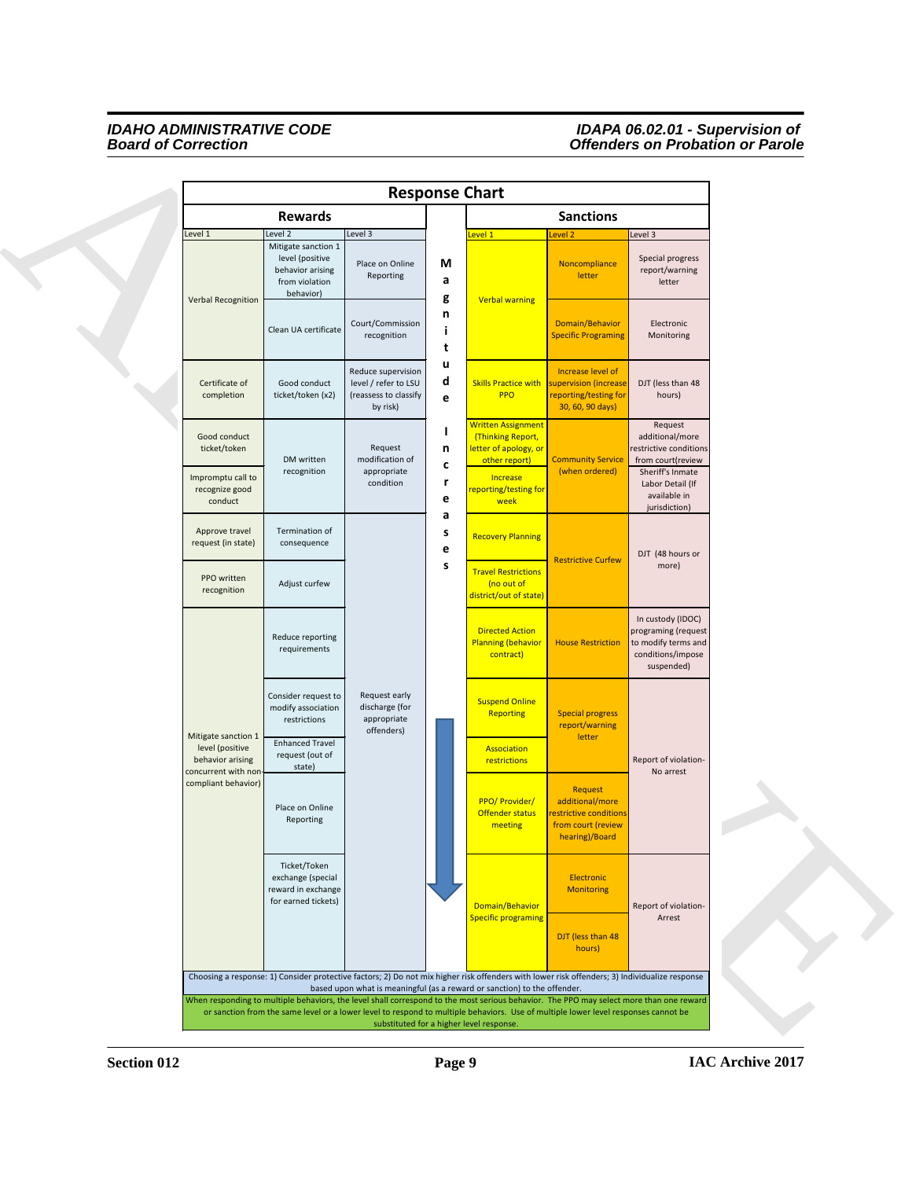# Response Chart

| Rewards Level 1 | Rewards Level 2 | Rewards Level 3 | | Sanctions Level 1 | Sanctions Level 2 | Sanctions Level 3 |
|---|---|---|---|---|---|---|
| Verbal Recognition | Mitigate sanction 1 level (positive behavior arising from violation behavior) | Place on Online Reporting | Magnitude Increases | Verbal warning | Noncompliance letter | Special progress report/warning letter |
| | Clean UA certificate | Court/Commission recognition | | | Domain/Behavior Specific Programing | Electronic Monitoring |
| Certificate of completion | Good conduct ticket/token (x2) | Reduce supervision level / refer to LSU (reassess to classify by risk) | | Skills Practice with PPO | Increase level of supervision (increase reporting/testing for 30, 60, 90 days) | DJT (less than 48 hours) |
| Good conduct ticket/token | DM written recognition | Request modification of appropriate condition | | Written Assignment (Thinking Report, letter of apology, or other report) | Community Service (when ordered) | Request additional/more restrictive conditions from court(review |
| Impromptu call to recognize good conduct | | | | Increase reporting/testing for week | | Sheriff's Inmate Labor Detail (If available in jurisdiction) |
| Approve travel request (in state) | Termination of consequence | Request early discharge (for appropriate offenders) | | Recovery Planning | Restrictive Curfew | DJT (48 hours or more) |
| PPO written recognition | Adjust curfew | | | Travel Restrictions (no out of district/out of state) | | |
| Mitigate sanction 1 level (positive behavior arising concurrent with non-compliant behavior) | Reduce reporting requirements | | | Directed Action Planning (behavior contract) | House Restriction | In custody (IDOC) programing (request to modify terms and conditions/impose suspended) |
| | Consider request to modify association restrictions | | | Suspend Online Reporting | Special progress report/warning letter | Report of violation- No arrest |
| | Enhanced Travel request (out of state) | | | Association restrictions | | |
| | Place on Online Reporting | | | PPO/ Provider/ Offender status meeting | Request additional/more restrictive conditions from court (review hearing)/Board | |
| | Ticket/Token exchange (special reward in exchange for earned tickets) | | | Domain/Behavior Specific programing | Electronic Monitoring | Report of violation- Arrest |
| | | | | | DJT (less than 48 hours) | |

Choosing a response: 1) Consider protective factors; 2) Do not mix higher risk offenders with lower risk offenders; 3) Individualize response based upon what is meaningful (as a reward or sanction) to the offender.

When responding to multiple behaviors, the level shall correspond to the most serious behavior. The PPO may select more than one reward or sanction from the same level or a lower level to respond to multiple behaviors. Use of multiple lower level responses cannot be substituted for a higher level response.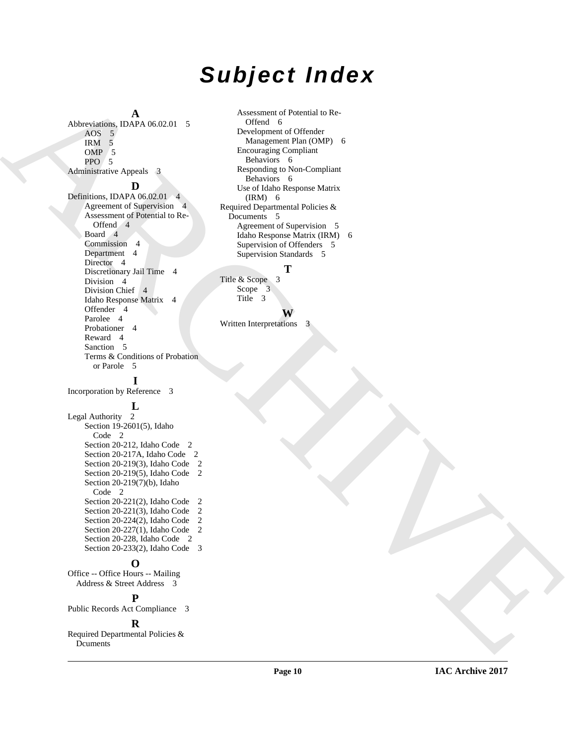# Subject Index

**A**

Abbreviations, IDAPA 06.02.01 5
- AOS 5
- IRM 5
- OMP 5
- PPO 5

Administrative Appeals 3

**D**

Definitions, IDAPA 06.02.01 4
- Agreement of Supervision 4
- Assessment of Potential to Re-Offend 4
- Board 4
- Commission 4
- Department 4
- Director 4
- Discretionary Jail Time 4
- Division 4
- Division Chief 4
- Idaho Response Matrix 4
- Offender 4
- Parolee 4
- Probationer 4
- Reward 4
- Sanction 5
- Terms & Conditions of Probation or Parole 5

**I**

Incorporation by Reference 3

**L**

Legal Authority 2
- Section 19-2601(5), Idaho Code 2
- Section 20-212, Idaho Code 2
- Section 20-217A, Idaho Code 2
- Section 20-219(3), Idaho Code 2
- Section 20-219(5), Idaho Code 2
- Section 20-219(7)(b), Idaho Code 2
- Section 20-221(2), Idaho Code 2
- Section 20-221(3), Idaho Code 2
- Section 20-224(2), Idaho Code 2
- Section 20-227(1), Idaho Code 2
- Section 20-228, Idaho Code 2
- Section 20-233(2), Idaho Code 3

**O**

Office -- Office Hours -- Mailing Address & Street Address 3

**P**

Public Records Act Compliance 3

**R**

Required Departmental Policies & Dcuments
- Assessment of Potential to Re-Offend 6
- Development of Offender Management Plan (OMP) 6
- Encouraging Compliant Behaviors 6
- Responding to Non-Compliant Behaviors 6
- Use of Idaho Response Matrix (IRM) 6

Required Departmental Policies & Documents 5
- Agreement of Supervision 5
- Idaho Response Matrix (IRM) 6
- Supervision of Offenders 5
- Supervision Standards 5

**T**

Title & Scope 3
- Scope 3
- Title 3

**W**

Written Interpretations 3